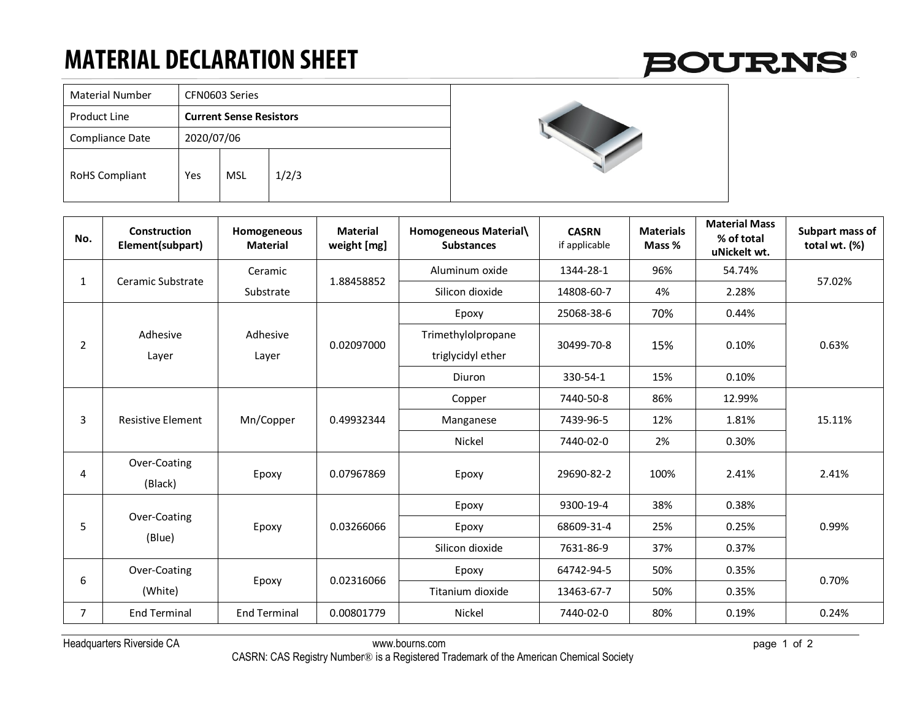# MATERIAL DECLARATION SHEET

BOURNS®

| Material Number | CFN0603 Series | | |
|---|---|---|---|
| Product Line | **Current Sense Resistors** | | |
| Compliance Date | 2020/07/06 | | |
| RoHS Compliant | Yes | MSL | 1/2/3 |

| No. | Construction Element(subpart) | Homogeneous Material | Material weight [mg] | Homogeneous Material\ Substances | CASRN if applicable | Materials Mass % | Material Mass % of total uNickelt wt. | Subpart mass of total wt. (%) |
|---|---|---|---|---|---|---|---|---|
| 1 | Ceramic Substrate | Ceramic Substrate | 1.88458852 | Aluminum oxide | 1344-28-1 | 96% | 54.74% | 57.02% |
| | | | | Silicon dioxide | 14808-60-7 | 4% | 2.28% | |
| 2 | Adhesive Layer | Adhesive Layer | 0.02097000 | Epoxy | 25068-38-6 | 70% | 0.44% | 0.63% |
| | | | | Trimethylolpropane triglycidyl ether | 30499-70-8 | 15% | 0.10% | |
| | | | | Diuron | 330-54-1 | 15% | 0.10% | |
| 3 | Resistive Element | Mn/Copper | 0.49932344 | Copper | 7440-50-8 | 86% | 12.99% | 15.11% |
| | | | | Manganese | 7439-96-5 | 12% | 1.81% | |
| | | | | Nickel | 7440-02-0 | 2% | 0.30% | |
| 4 | Over-Coating (Black) | Epoxy | 0.07967869 | Epoxy | 29690-82-2 | 100% | 2.41% | 2.41% |
| 5 | Over-Coating (Blue) | Epoxy | 0.03266066 | Epoxy | 9300-19-4 | 38% | 0.38% | 0.99% |
| | | | | Epoxy | 68609-31-4 | 25% | 0.25% | |
| | | | | Silicon dioxide | 7631-86-9 | 37% | 0.37% | |
| 6 | Over-Coating (White) | Epoxy | 0.02316066 | Epoxy | 64742-94-5 | 50% | 0.35% | 0.70% |
| | | | | Titanium dioxide | 13463-67-7 | 50% | 0.35% | |
| 7 | End Terminal | End Terminal | 0.00801779 | Nickel | 7440-02-0 | 80% | 0.19% | 0.24% |

Headquarters Riverside CA www.bourns.com

CASRN: CAS Registry Number® is a Registered Trademark of the American Chemical Society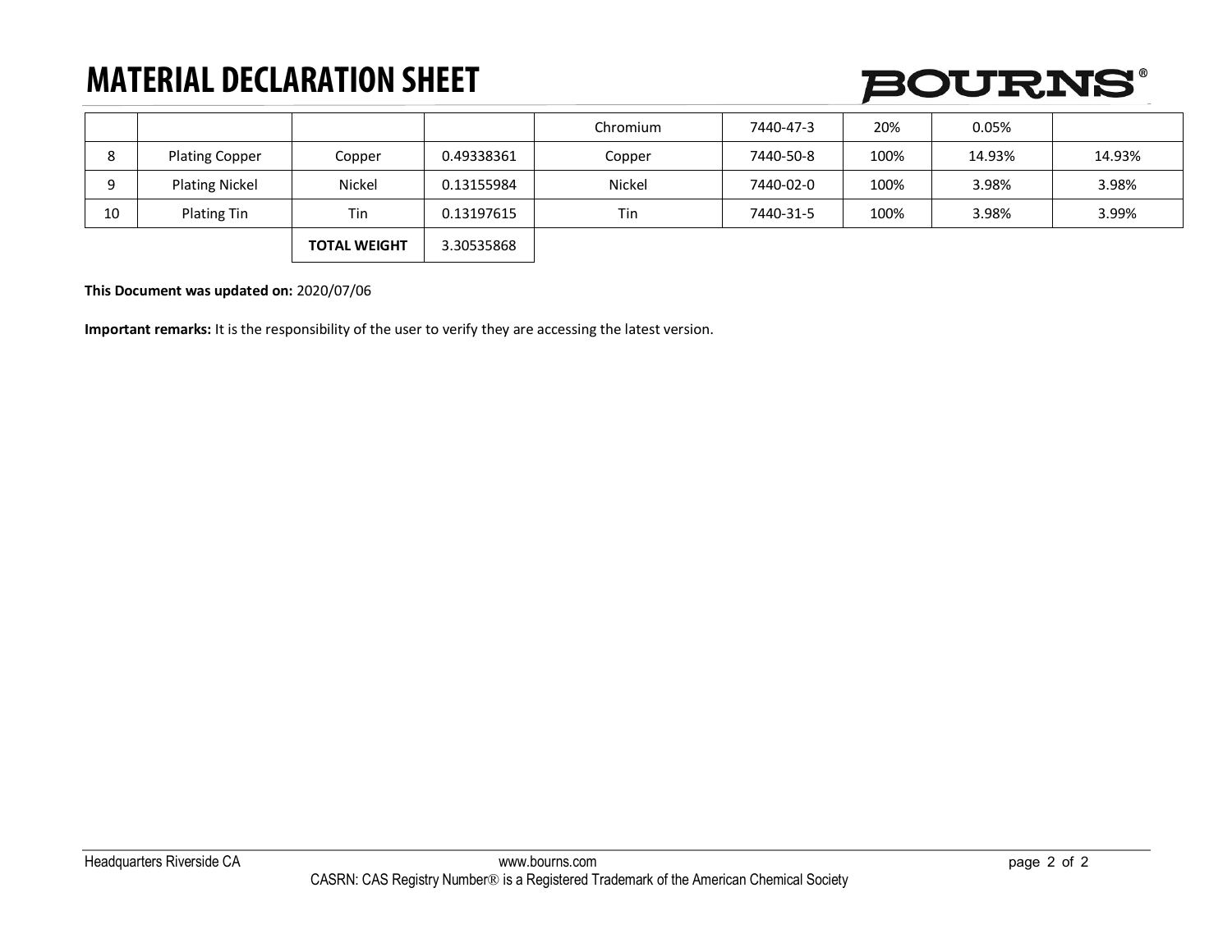# MATERIAL DECLARATION SHEET

| | | | | | | | | |
|---|---|---|---|---|---|---|---|---|
| | | | | Chromium | 7440-47-3 | 20% | 0.05% | |
| 8 | Plating Copper | Copper | 0.49338361 | Copper | 7440-50-8 | 100% | 14.93% | 14.93% |
| 9 | Plating Nickel | Nickel | 0.13155984 | Nickel | 7440-02-0 | 100% | 3.98% | 3.98% |
| 10 | Plating Tin | Tin | 0.13197615 | Tin | 7440-31-5 | 100% | 3.98% | 3.99% |
| | | **TOTAL WEIGHT** | 3.30535868 | | | | | |

**This Document was updated on:** 2020/07/06

**Important remarks:** It is the responsibility of the user to verify they are accessing the latest version.

Headquarters Riverside CA www.bourns.com

CASRN: CAS Registry Number® is a Registered Trademark of the American Chemical Society